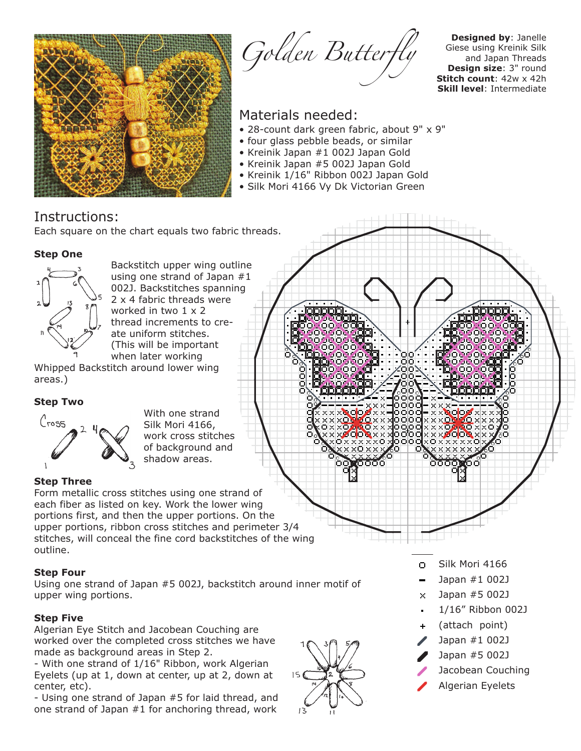# Golden Butterfly

**Designed by**: Janelle Giese using Kreinik Silk and Japan Threads
**Design size**: 3" round
**Stitch count**: 42w x 42h
**Skill level**: Intermediate

## Materials needed:

- 28-count dark green fabric, about 9" x 9"
- four glass pebble beads, or similar
- Kreinik Japan #1 002J Japan Gold
- Kreinik Japan #5 002J Japan Gold
- Kreinik 1/16" Ribbon 002J Japan Gold
- Silk Mori 4166 Vy Dk Victorian Green

## Instructions:

Each square on the chart equals two fabric threads.

### Step One

Backstitch upper wing outline using one strand of Japan #1 002J. Backstitches spanning 2 x 4 fabric threads were worked in two 1 x 2 thread increments to create uniform stitches. (This will be important when later working Whipped Backstitch around lower wing areas.)

### Step Two

With one strand Silk Mori 4166, work cross stitches of background and shadow areas.

### Step Three

Form metallic cross stitches using one strand of each fiber as listed on key. Work the lower wing portions first, and then the upper portions. On the upper portions, ribbon cross stitches and perimeter 3/4 stitches, will conceal the fine cord backstitches of the wing outline.

### Step Four

Using one strand of Japan #5 002J, backstitch around inner motif of upper wing portions.

### Step Five

Algerian Eye Stitch and Jacobean Couching are worked over the completed cross stitches we have made as background areas in Step 2.

- With one strand of 1/16" Ribbon, work Algerian Eyelets (up at 1, down at center, up at 2, down at center, etc).
- Using one strand of Japan #5 for laid thread, and one strand of Japan #1 for anchoring thread, work

| Symbol | Thread |
|---|---|
| o | Silk Mori 4166 |
| − | Japan #1 002J |
| × | Japan #5 002J |
| · | 1/16" Ribbon 002J |
| + | (attach point) |
| / | Japan #1 002J |
| / | Japan #5 002J |
| / | Jacobean Couching |
| / | Algerian Eyelets |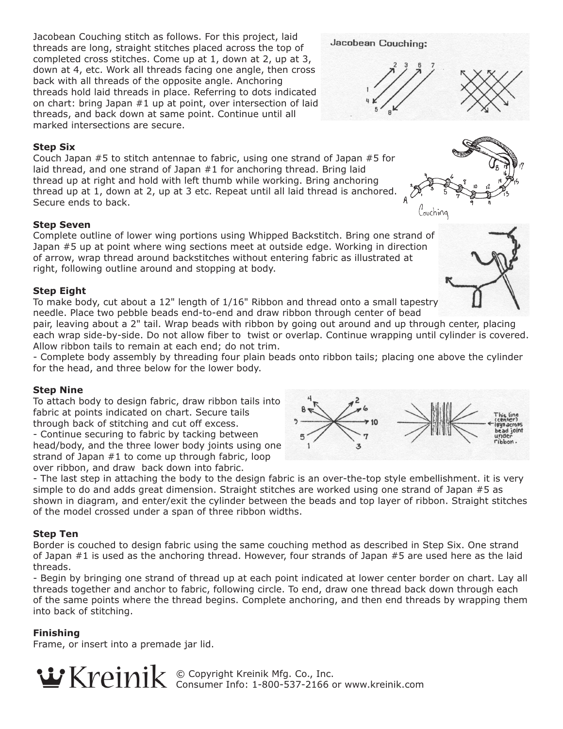Jacobean Couching stitch as follows. For this project, laid threads are long, straight stitches placed across the top of completed cross stitches. Come up at 1, down at 2, up at 3, down at 4, etc. Work all threads facing one angle, then cross back with all threads of the opposite angle. Anchoring threads hold laid threads in place. Referring to dots indicated on chart: bring Japan #1 up at point, over intersection of laid threads, and back down at same point. Continue until all marked intersections are secure.

### Step Six

Couch Japan #5 to stitch antennae to fabric, using one strand of Japan #5 for laid thread, and one strand of Japan #1 for anchoring thread. Bring laid thread up at right and hold with left thumb while working. Bring anchoring thread up at 1, down at 2, up at 3 etc. Repeat until all laid thread is anchored. Secure ends to back.

### Step Seven

Complete outline of lower wing portions using Whipped Backstitch. Bring one strand of Japan #5 up at point where wing sections meet at outside edge. Working in direction of arrow, wrap thread around backstitches without entering fabric as illustrated at right, following outline around and stopping at body.

### Step Eight

To make body, cut about a 12" length of 1/16" Ribbon and thread onto a small tapestry needle. Place two pebble beads end-to-end and draw ribbon through center of bead pair, leaving about a 2" tail. Wrap beads with ribbon by going out around and up through center, placing each wrap side-by-side. Do not allow fiber to twist or overlap. Continue wrapping until cylinder is covered. Allow ribbon tails to remain at each end; do not trim.

- Complete body assembly by threading four plain beads onto ribbon tails; placing one above the cylinder for the head, and three below for the lower body.

### Step Nine

To attach body to design fabric, draw ribbon tails into fabric at points indicated on chart. Secure tails through back of stitching and cut off excess.

- Continue securing to fabric by tacking between head/body, and the three lower body joints using one strand of Japan #1 to come up through fabric, loop over ribbon, and draw back down into fabric.
- The last step in attaching the body to the design fabric is an over-the-top style embellishment. it is very simple to do and adds great dimension. Straight stitches are worked using one strand of Japan #5 as shown in diagram, and enter/exit the cylinder between the beads and top layer of ribbon. Straight stitches of the model crossed under a span of three ribbon widths.

### Step Ten

Border is couched to design fabric using the same couching method as described in Step Six. One strand of Japan #1 is used as the anchoring thread. However, four strands of Japan #5 are used here as the laid threads.

- Begin by bringing one strand of thread up at each point indicated at lower center border on chart. Lay all threads together and anchor to fabric, following circle. To end, draw one thread back down through each of the same points where the thread begins. Complete anchoring, and then end threads by wrapping them into back of stitching.

### Finishing

Frame, or insert into a premade jar lid.

Kreinik © Copyright Kreinik Mfg. Co., Inc.
Consumer Info: 1-800-537-2166 or www.kreinik.com